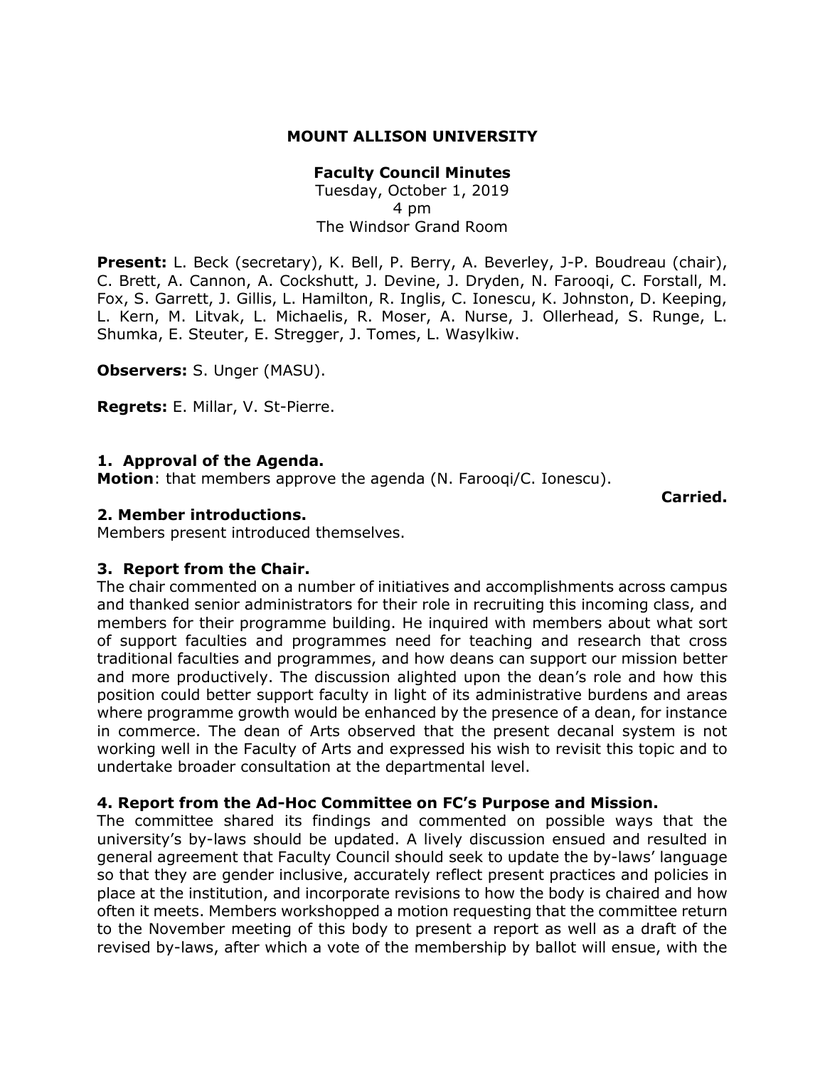**MOUNT ALLISON UNIVERSITY**

**Faculty Council Minutes**
Tuesday, October 1, 2019
4 pm
The Windsor Grand Room

**Present:** L. Beck (secretary), K. Bell, P. Berry, A. Beverley, J-P. Boudreau (chair), C. Brett, A. Cannon, A. Cockshutt, J. Devine, J. Dryden, N. Farooqi, C. Forstall, M. Fox, S. Garrett, J. Gillis, L. Hamilton, R. Inglis, C. Ionescu, K. Johnston, D. Keeping, L. Kern, M. Litvak, L. Michaelis, R. Moser, A. Nurse, J. Ollerhead, S. Runge, L. Shumka, E. Steuter, E. Stregger, J. Tomes, L. Wasylkiw.

**Observers:** S. Unger (MASU).

**Regrets:** E. Millar, V. St-Pierre.

**1. Approval of the Agenda.**
**Motion**: that members approve the agenda (N. Farooqi/C. Ionescu).

**Carried.**

**2. Member introductions.**
Members present introduced themselves.

**3. Report from the Chair.**
The chair commented on a number of initiatives and accomplishments across campus and thanked senior administrators for their role in recruiting this incoming class, and members for their programme building. He inquired with members about what sort of support faculties and programmes need for teaching and research that cross traditional faculties and programmes, and how deans can support our mission better and more productively. The discussion alighted upon the dean's role and how this position could better support faculty in light of its administrative burdens and areas where programme growth would be enhanced by the presence of a dean, for instance in commerce. The dean of Arts observed that the present decanal system is not working well in the Faculty of Arts and expressed his wish to revisit this topic and to undertake broader consultation at the departmental level.

**4. Report from the Ad-Hoc Committee on FC's Purpose and Mission.**
The committee shared its findings and commented on possible ways that the university's by-laws should be updated. A lively discussion ensued and resulted in general agreement that Faculty Council should seek to update the by-laws' language so that they are gender inclusive, accurately reflect present practices and policies in place at the institution, and incorporate revisions to how the body is chaired and how often it meets. Members workshopped a motion requesting that the committee return to the November meeting of this body to present a report as well as a draft of the revised by-laws, after which a vote of the membership by ballot will ensue, with the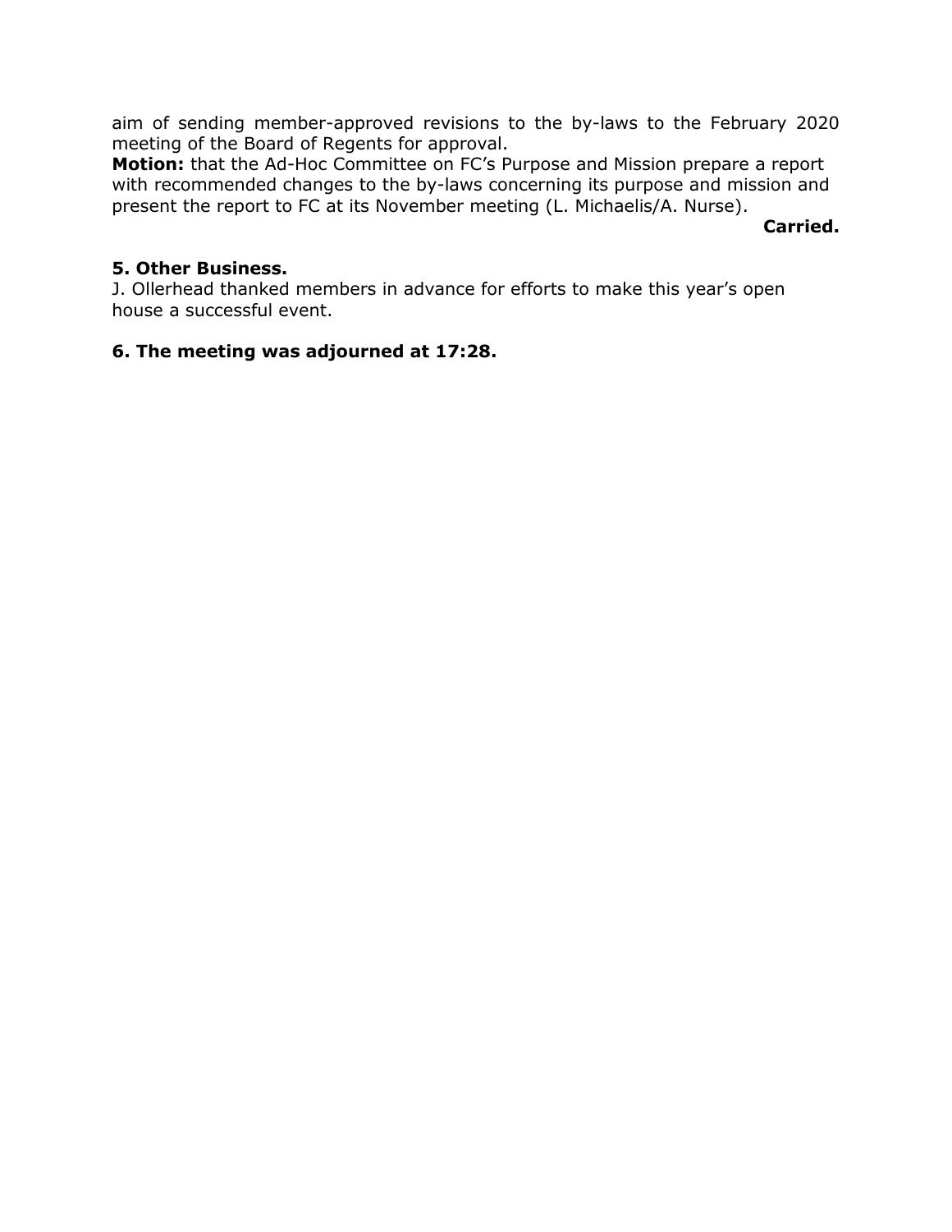aim of sending member-approved revisions to the by-laws to the February 2020 meeting of the Board of Regents for approval.

**Motion:** that the Ad-Hoc Committee on FC's Purpose and Mission prepare a report with recommended changes to the by-laws concerning its purpose and mission and present the report to FC at its November meeting (L. Michaelis/A. Nurse).

**Carried.**

**5. Other Business.**

J. Ollerhead thanked members in advance for efforts to make this year's open house a successful event.

**6. The meeting was adjourned at 17:28.**